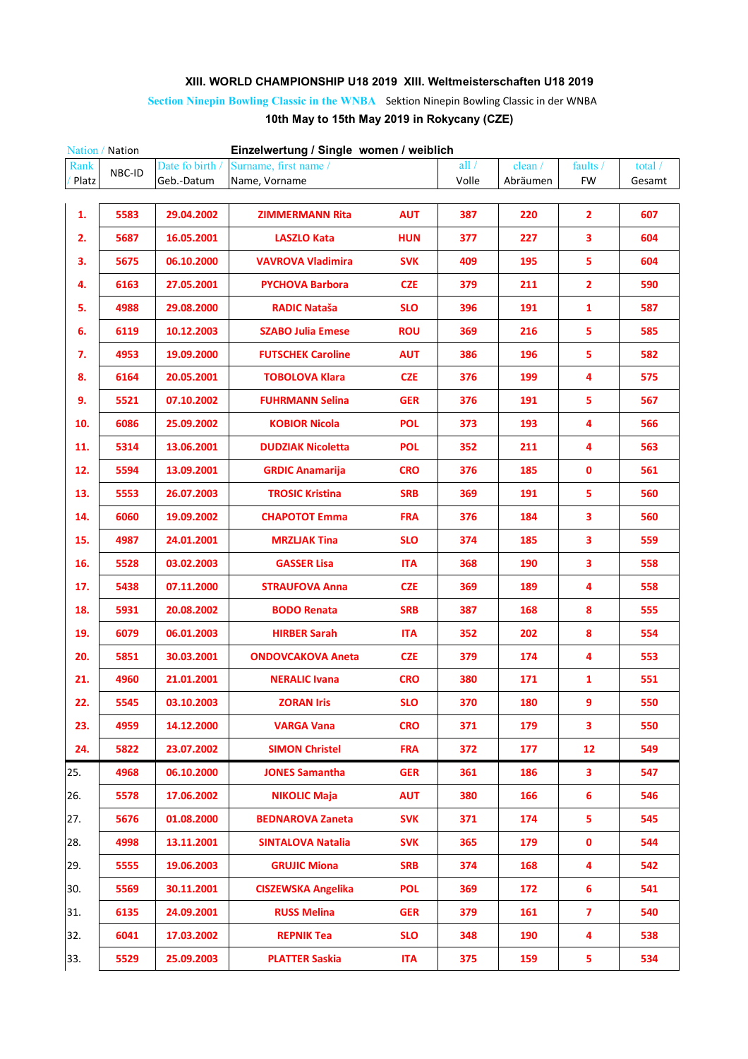**XIII. WORLD CHAMPIONSHIP U18 2019 XIII. Weltmeisterschaften U18 2019**

Section Ninepin Bowling Classic in the WNBA Sektion Ninepin Bowling Classic in der WNBA

**10th May to 15th May 2019 in Rokycany (CZE)**

Nation / Nation **Einzelwertung / Single women / weiblich**

| Rank / Platz | NBC-ID | Date fo birth / Geb.-Datum | Surname, first name / Name, Vorname | | all / Volle | clean / Abräumen | faults / FW | total / Gesamt |
|---|---|---|---|---|---|---|---|---|
| 1. | 5583 | 29.04.2002 | ZIMMERMANN Rita | AUT | 387 | 220 | 2 | 607 |
| 2. | 5687 | 16.05.2001 | LASZLO Kata | HUN | 377 | 227 | 3 | 604 |
| 3. | 5675 | 06.10.2000 | VAVROVA Vladimira | SVK | 409 | 195 | 5 | 604 |
| 4. | 6163 | 27.05.2001 | PYCHOVA Barbora | CZE | 379 | 211 | 2 | 590 |
| 5. | 4988 | 29.08.2000 | RADIC Nataša | SLO | 396 | 191 | 1 | 587 |
| 6. | 6119 | 10.12.2003 | SZABO Julia Emese | ROU | 369 | 216 | 5 | 585 |
| 7. | 4953 | 19.09.2000 | FUTSCHEK Caroline | AUT | 386 | 196 | 5 | 582 |
| 8. | 6164 | 20.05.2001 | TOBOLOVA Klara | CZE | 376 | 199 | 4 | 575 |
| 9. | 5521 | 07.10.2002 | FUHRMANN Selina | GER | 376 | 191 | 5 | 567 |
| 10. | 6086 | 25.09.2002 | KOBIOR Nicola | POL | 373 | 193 | 4 | 566 |
| 11. | 5314 | 13.06.2001 | DUDZIAK Nicoletta | POL | 352 | 211 | 4 | 563 |
| 12. | 5594 | 13.09.2001 | GRDIC Anamarija | CRO | 376 | 185 | 0 | 561 |
| 13. | 5553 | 26.07.2003 | TROSIC Kristina | SRB | 369 | 191 | 5 | 560 |
| 14. | 6060 | 19.09.2002 | CHAPOTOT Emma | FRA | 376 | 184 | 3 | 560 |
| 15. | 4987 | 24.01.2001 | MRZLJAK Tina | SLO | 374 | 185 | 3 | 559 |
| 16. | 5528 | 03.02.2003 | GASSER Lisa | ITA | 368 | 190 | 3 | 558 |
| 17. | 5438 | 07.11.2000 | STRAUFOVA Anna | CZE | 369 | 189 | 4 | 558 |
| 18. | 5931 | 20.08.2002 | BODO Renata | SRB | 387 | 168 | 8 | 555 |
| 19. | 6079 | 06.01.2003 | HIRBER Sarah | ITA | 352 | 202 | 8 | 554 |
| 20. | 5851 | 30.03.2001 | ONDOVCAKOVA Aneta | CZE | 379 | 174 | 4 | 553 |
| 21. | 4960 | 21.01.2001 | NERALIC Ivana | CRO | 380 | 171 | 1 | 551 |
| 22. | 5545 | 03.10.2003 | ZORAN Iris | SLO | 370 | 180 | 9 | 550 |
| 23. | 4959 | 14.12.2000 | VARGA Vana | CRO | 371 | 179 | 3 | 550 |
| 24. | 5822 | 23.07.2002 | SIMON Christel | FRA | 372 | 177 | 12 | 549 |
| 25. | 4968 | 06.10.2000 | JONES Samantha | GER | 361 | 186 | 3 | 547 |
| 26. | 5578 | 17.06.2002 | NIKOLIC Maja | AUT | 380 | 166 | 6 | 546 |
| 27. | 5676 | 01.08.2000 | BEDNAROVA Zaneta | SVK | 371 | 174 | 5 | 545 |
| 28. | 4998 | 13.11.2001 | SINTALOVA Natalia | SVK | 365 | 179 | 0 | 544 |
| 29. | 5555 | 19.06.2003 | GRUJIC Miona | SRB | 374 | 168 | 4 | 542 |
| 30. | 5569 | 30.11.2001 | CISZEWSKA Angelika | POL | 369 | 172 | 6 | 541 |
| 31. | 6135 | 24.09.2001 | RUSS Melina | GER | 379 | 161 | 7 | 540 |
| 32. | 6041 | 17.03.2002 | REPNIK Tea | SLO | 348 | 190 | 4 | 538 |
| 33. | 5529 | 25.09.2003 | PLATTER Saskia | ITA | 375 | 159 | 5 | 534 |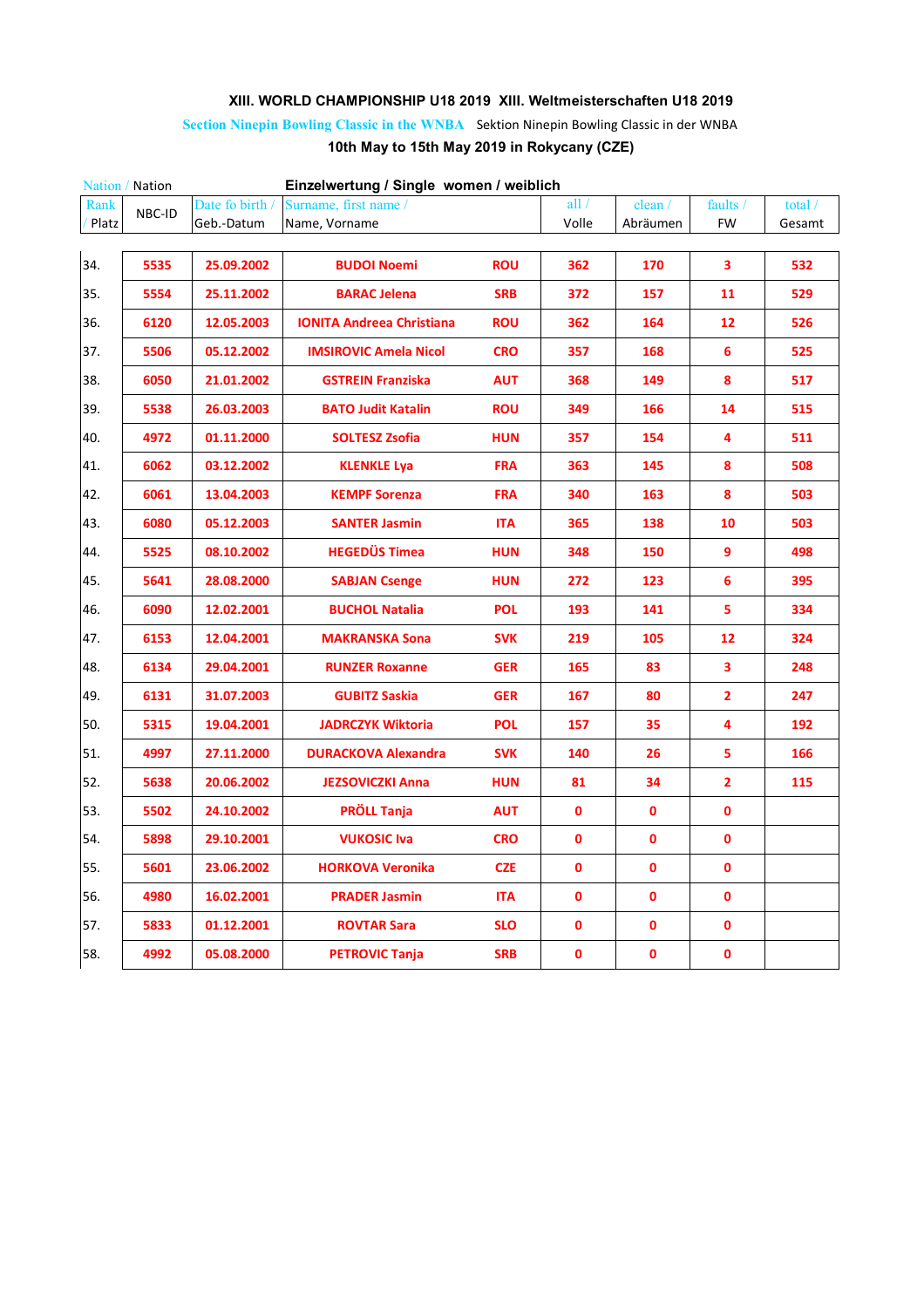**XIII. WORLD CHAMPIONSHIP U18 2019  XIII. Weltmeisterschaften U18 2019**

Section Ninepin Bowling Classic in the WNBA   Sektion Ninepin Bowling Classic in der WNBA

**10th May to 15th May 2019 in Rokycany (CZE)**

Nation / Nation    **Einzelwertung / Single  women / weiblich**

| Rank / Platz | NBC-ID | Date fo birth / Geb.-Datum | Surname, first name / Name, Vorname | | all / Volle | clean / Abräumen | faults / FW | total / Gesamt |
|---|---|---|---|---|---|---|---|---|
| 34. | 5535 | 25.09.2002 | BUDOI Noemi | ROU | 362 | 170 | 3 | 532 |
| 35. | 5554 | 25.11.2002 | BARAC Jelena | SRB | 372 | 157 | 11 | 529 |
| 36. | 6120 | 12.05.2003 | IONITA Andreea Christiana | ROU | 362 | 164 | 12 | 526 |
| 37. | 5506 | 05.12.2002 | IMSIROVIC Amela Nicol | CRO | 357 | 168 | 6 | 525 |
| 38. | 6050 | 21.01.2002 | GSTREIN Franziska | AUT | 368 | 149 | 8 | 517 |
| 39. | 5538 | 26.03.2003 | BATO Judit Katalin | ROU | 349 | 166 | 14 | 515 |
| 40. | 4972 | 01.11.2000 | SOLTESZ Zsofia | HUN | 357 | 154 | 4 | 511 |
| 41. | 6062 | 03.12.2002 | KLENKLE Lya | FRA | 363 | 145 | 8 | 508 |
| 42. | 6061 | 13.04.2003 | KEMPF Sorenza | FRA | 340 | 163 | 8 | 503 |
| 43. | 6080 | 05.12.2003 | SANTER Jasmin | ITA | 365 | 138 | 10 | 503 |
| 44. | 5525 | 08.10.2002 | HEGEDÜS Timea | HUN | 348 | 150 | 9 | 498 |
| 45. | 5641 | 28.08.2000 | SABJAN Csenge | HUN | 272 | 123 | 6 | 395 |
| 46. | 6090 | 12.02.2001 | BUCHOL Natalia | POL | 193 | 141 | 5 | 334 |
| 47. | 6153 | 12.04.2001 | MAKRANSKA Sona | SVK | 219 | 105 | 12 | 324 |
| 48. | 6134 | 29.04.2001 | RUNZER Roxanne | GER | 165 | 83 | 3 | 248 |
| 49. | 6131 | 31.07.2003 | GUBITZ Saskia | GER | 167 | 80 | 2 | 247 |
| 50. | 5315 | 19.04.2001 | JADRCZYK Wiktoria | POL | 157 | 35 | 4 | 192 |
| 51. | 4997 | 27.11.2000 | DURACKOVA Alexandra | SVK | 140 | 26 | 5 | 166 |
| 52. | 5638 | 20.06.2002 | JEZSOVICZKI Anna | HUN | 81 | 34 | 2 | 115 |
| 53. | 5502 | 24.10.2002 | PRÖLL Tanja | AUT | 0 | 0 | 0 | |
| 54. | 5898 | 29.10.2001 | VUKOSIC Iva | CRO | 0 | 0 | 0 | |
| 55. | 5601 | 23.06.2002 | HORKOVA Veronika | CZE | 0 | 0 | 0 | |
| 56. | 4980 | 16.02.2001 | PRADER Jasmin | ITA | 0 | 0 | 0 | |
| 57. | 5833 | 01.12.2001 | ROVTAR Sara | SLO | 0 | 0 | 0 | |
| 58. | 4992 | 05.08.2000 | PETROVIC Tanja | SRB | 0 | 0 | 0 | |